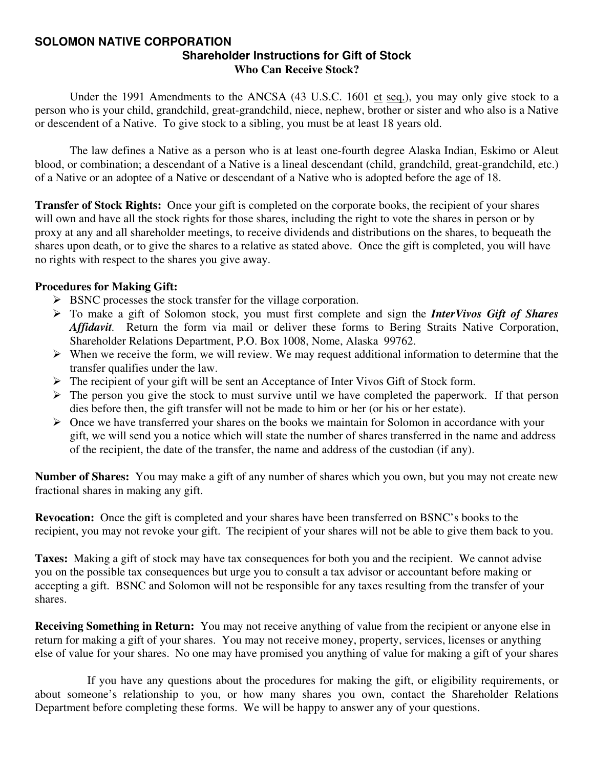# SOLOMON NATIVE CORPORATION

## Shareholder Instructions for Gift of Stock

### Who Can Receive Stock?

Under the 1991 Amendments to the ANCSA (43 U.S.C. 1601 et seq.), you may only give stock to a person who is your child, grandchild, great-grandchild, niece, nephew, brother or sister and who also is a Native or descendent of a Native. To give stock to a sibling, you must be at least 18 years old.

The law defines a Native as a person who is at least one-fourth degree Alaska Indian, Eskimo or Aleut blood, or combination; a descendant of a Native is a lineal descendant (child, grandchild, great-grandchild, etc.) of a Native or an adoptee of a Native or descendant of a Native who is adopted before the age of 18.

**Transfer of Stock Rights:** Once your gift is completed on the corporate books, the recipient of your shares will own and have all the stock rights for those shares, including the right to vote the shares in person or by proxy at any and all shareholder meetings, to receive dividends and distributions on the shares, to bequeath the shares upon death, or to give the shares to a relative as stated above. Once the gift is completed, you will have no rights with respect to the shares you give away.

**Procedures for Making Gift:**

- BSNC processes the stock transfer for the village corporation.
- To make a gift of Solomon stock, you must first complete and sign the ***InterVivos Gift of Shares Affidavit***. Return the form via mail or deliver these forms to Bering Straits Native Corporation, Shareholder Relations Department, P.O. Box 1008, Nome, Alaska 99762.
- When we receive the form, we will review. We may request additional information to determine that the transfer qualifies under the law.
- The recipient of your gift will be sent an Acceptance of Inter Vivos Gift of Stock form.
- The person you give the stock to must survive until we have completed the paperwork. If that person dies before then, the gift transfer will not be made to him or her (or his or her estate).
- Once we have transferred your shares on the books we maintain for Solomon in accordance with your gift, we will send you a notice which will state the number of shares transferred in the name and address of the recipient, the date of the transfer, the name and address of the custodian (if any).

**Number of Shares:** You may make a gift of any number of shares which you own, but you may not create new fractional shares in making any gift.

**Revocation:** Once the gift is completed and your shares have been transferred on BSNC's books to the recipient, you may not revoke your gift. The recipient of your shares will not be able to give them back to you.

**Taxes:** Making a gift of stock may have tax consequences for both you and the recipient. We cannot advise you on the possible tax consequences but urge you to consult a tax advisor or accountant before making or accepting a gift. BSNC and Solomon will not be responsible for any taxes resulting from the transfer of your shares.

**Receiving Something in Return:** You may not receive anything of value from the recipient or anyone else in return for making a gift of your shares. You may not receive money, property, services, licenses or anything else of value for your shares. No one may have promised you anything of value for making a gift of your shares

If you have any questions about the procedures for making the gift, or eligibility requirements, or about someone's relationship to you, or how many shares you own, contact the Shareholder Relations Department before completing these forms. We will be happy to answer any of your questions.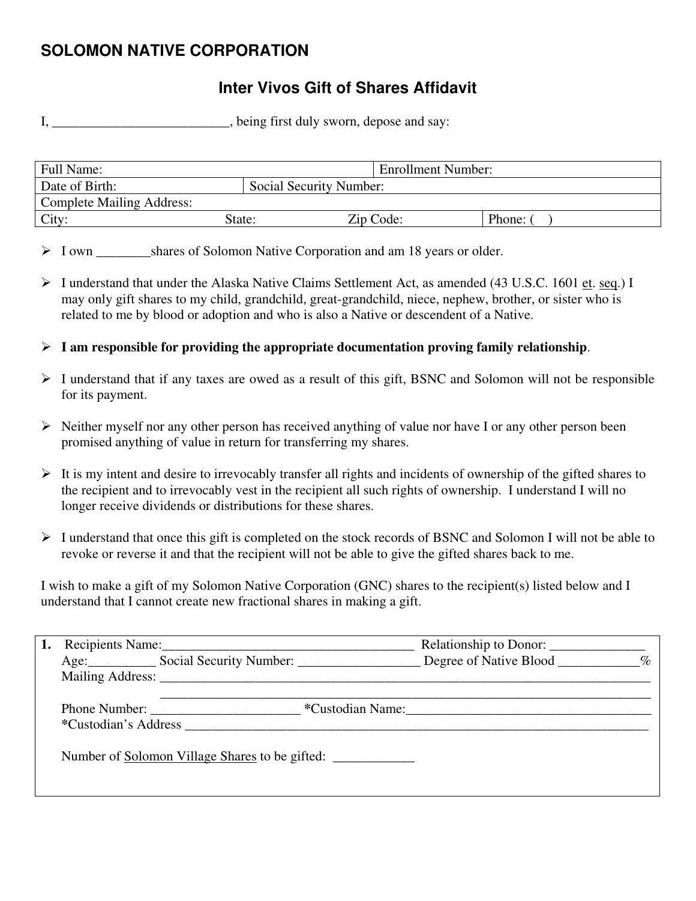# SOLOMON NATIVE CORPORATION

## Inter Vivos Gift of Shares Affidavit

I, __________________________, being first duly sworn, depose and say:

| Full Name: | | Enrollment Number: | |
|---|---|---|---|
| Date of Birth: | Social Security Number: | | |
| Complete Mailing Address: | | | |
| City: State: | | Zip Code: | Phone: ( ) |

- I own ________shares of Solomon Native Corporation and am 18 years or older.
- I understand that under the Alaska Native Claims Settlement Act, as amended (43 U.S.C. 1601 et. seq.) I may only gift shares to my child, grandchild, great-grandchild, niece, nephew, brother, or sister who is related to me by blood or adoption and who is also a Native or descendent of a Native.
- **I am responsible for providing the appropriate documentation proving family relationship**.
- I understand that if any taxes are owed as a result of this gift, BSNC and Solomon will not be responsible for its payment.
- Neither myself nor any other person has received anything of value nor have I or any other person been promised anything of value in return for transferring my shares.
- It is my intent and desire to irrevocably transfer all rights and incidents of ownership of the gifted shares to the recipient and to irrevocably vest in the recipient all such rights of ownership. I understand I will no longer receive dividends or distributions for these shares.
- I understand that once this gift is completed on the stock records of BSNC and Solomon I will not be able to revoke or reverse it and that the recipient will not be able to give the gifted shares back to me.

I wish to make a gift of my Solomon Native Corporation (GNC) shares to the recipient(s) listed below and I understand that I cannot create new fractional shares in making a gift.

**1.** Recipients Name:_____________________________________ Relationship to Donor: ______________
Age:__________ Social Security Number: __________________ Degree of Native Blood ____________%
Mailing Address: ______________________________________________________________________________
______________________________________________________________________________
Phone Number: ______________________ *Custodian Name:_____________________________________
*Custodian's Address ___________________________________________________________________________

Number of Solomon Village Shares to be gifted: ____________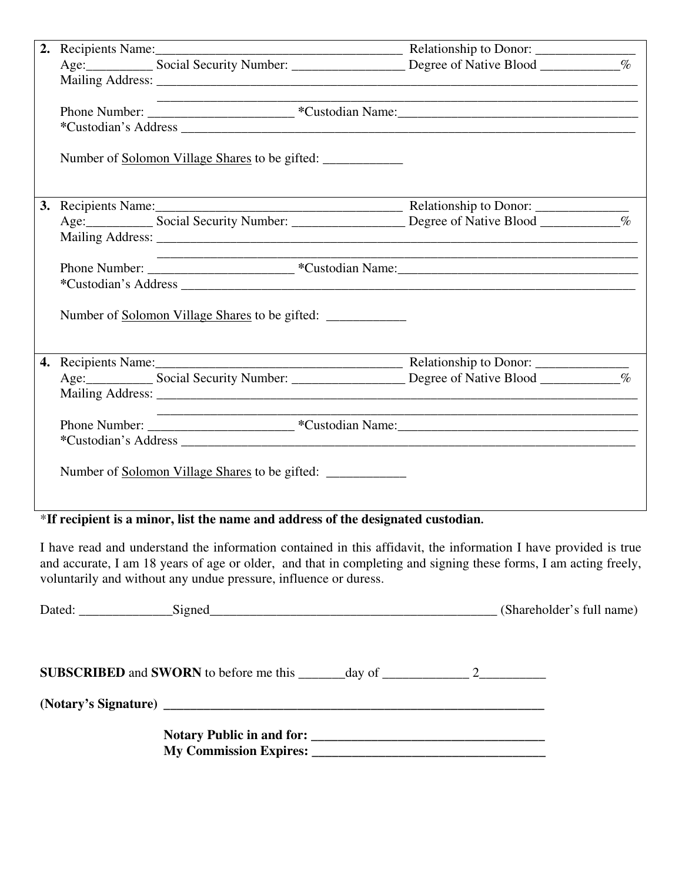2. Recipients Name:_____________________________________ Relationship to Donor: _______________
Age:__________ Social Security Number: _________________ Degree of Native Blood ____________%
Mailing Address: ______________________________________________________________________________
______________________________________________________________________________
Phone Number: ______________________ *Custodian Name:_____________________________________
*Custodian's Address ___________________________________________________________________________

Number of Solomon Village Shares to be gifted: ____________

3. Recipients Name:_____________________________________ Relationship to Donor: ______________
Age:__________ Social Security Number: _________________ Degree of Native Blood ____________%
Mailing Address: ______________________________________________________________________________
______________________________________________________________________________
Phone Number: ______________________ *Custodian Name:_____________________________________
*Custodian's Address ___________________________________________________________________________

Number of Solomon Village Shares to be gifted: ____________

4. Recipients Name:_____________________________________ Relationship to Donor: ______________
Age:__________ Social Security Number: _________________ Degree of Native Blood ____________%
Mailing Address: ______________________________________________________________________________
______________________________________________________________________________
Phone Number: ______________________ *Custodian Name:_____________________________________
*Custodian's Address ___________________________________________________________________________

Number of Solomon Village Shares to be gifted: ____________

*__If recipient is a minor, list the name and address of the designated custodian.__

I have read and understand the information contained in this affidavit, the information I have provided is true and accurate, I am 18 years of age or older, and that in completing and signing these forms, I am acting freely, voluntarily and without any undue pressure, influence or duress.

Dated: ______________Signed____________________________________________ (Shareholder's full name)

**SUBSCRIBED** and **SWORN** to before me this _______day of _____________ 2__________

**(Notary's Signature) ___________________________________________________________**

**Notary Public in and for: ___________________________________**
**My Commission Expires: ___________________________________**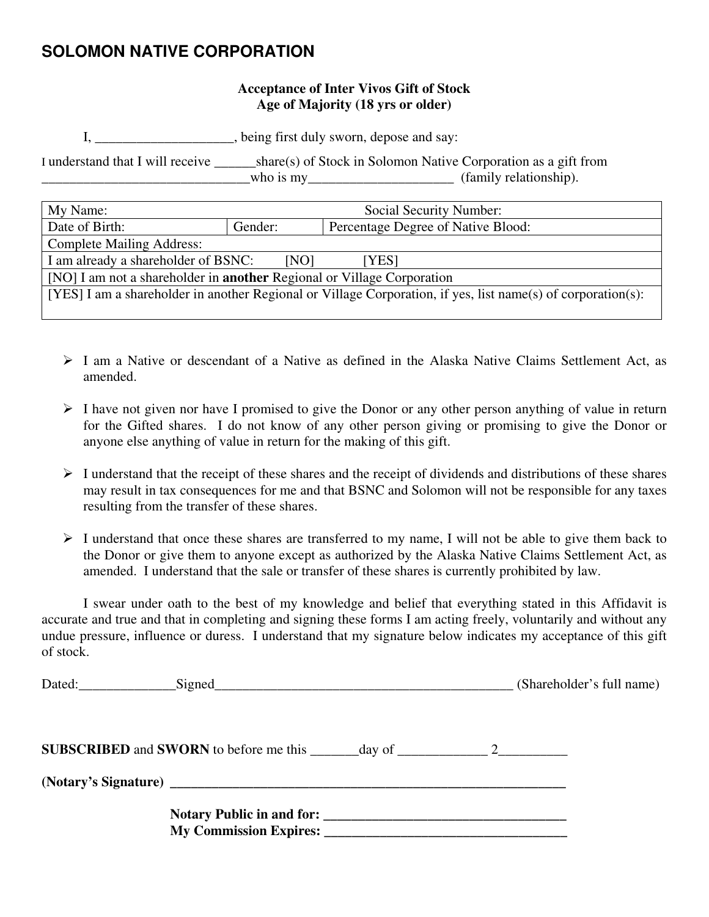# SOLOMON NATIVE CORPORATION

**Acceptance of Inter Vivos Gift of Stock**
**Age of Majority (18 yrs or older)**

I, ____________________, being first duly sworn, depose and say:

I understand that I will receive ______share(s) of Stock in Solomon Native Corporation as a gift from ______________________________who is my_____________________ (family relationship).

| My Name: | | Social Security Number: |
|---|---|---|
| Date of Birth: | Gender: | Percentage Degree of Native Blood: |
| Complete Mailing Address: | | |
| I am already a shareholder of BSNC: [NO] [YES] | | |
| [NO] I am not a shareholder in **another** Regional or Village Corporation | | |
| [YES] I am a shareholder in another Regional or Village Corporation, if yes, list name(s) of corporation(s): | | |

- I am a Native or descendant of a Native as defined in the Alaska Native Claims Settlement Act, as amended.
- I have not given nor have I promised to give the Donor or any other person anything of value in return for the Gifted shares. I do not know of any other person giving or promising to give the Donor or anyone else anything of value in return for the making of this gift.
- I understand that the receipt of these shares and the receipt of dividends and distributions of these shares may result in tax consequences for me and that BSNC and Solomon will not be responsible for any taxes resulting from the transfer of these shares.
- I understand that once these shares are transferred to my name, I will not be able to give them back to the Donor or give them to anyone except as authorized by the Alaska Native Claims Settlement Act, as amended. I understand that the sale or transfer of these shares is currently prohibited by law.

I swear under oath to the best of my knowledge and belief that everything stated in this Affidavit is accurate and true and that in completing and signing these forms I am acting freely, voluntarily and without any undue pressure, influence or duress. I understand that my signature below indicates my acceptance of this gift of stock.

Dated:______________Signed____________________________________________ (Shareholder's full name)

**SUBSCRIBED** and **SWORN** to before me this _______day of _____________ 2__________

**(Notary's Signature)** ____________________________________________________________

**Notary Public in and for:** ___________________________________
**My Commission Expires:** ___________________________________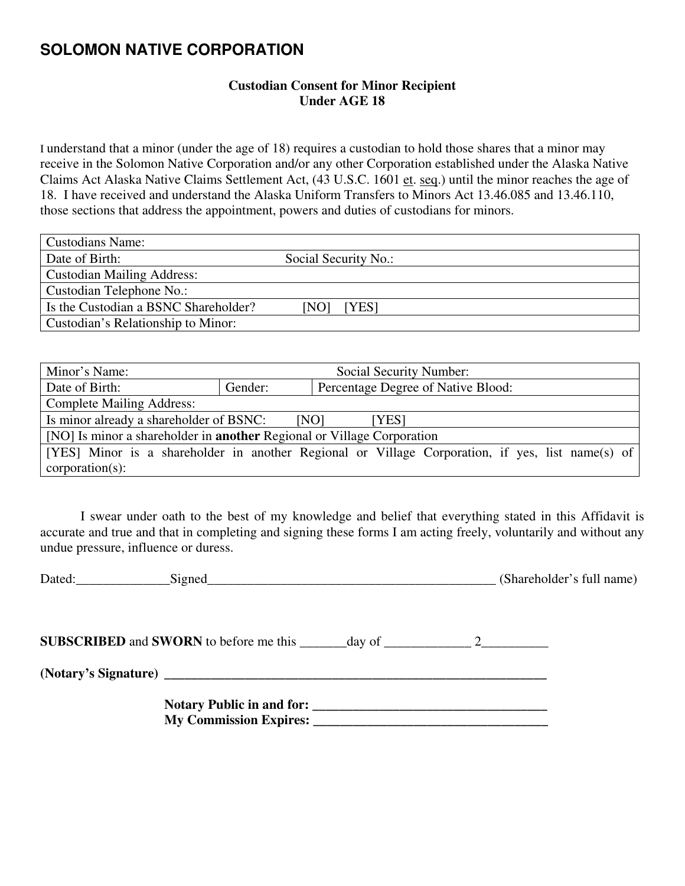# SOLOMON NATIVE CORPORATION

**Custodian Consent for Minor Recipient**
**Under AGE 18**

I understand that a minor (under the age of 18) requires a custodian to hold those shares that a minor may receive in the Solomon Native Corporation and/or any other Corporation established under the Alaska Native Claims Act Alaska Native Claims Settlement Act, (43 U.S.C. 1601 et. seq.) until the minor reaches the age of 18. I have received and understand the Alaska Uniform Transfers to Minors Act 13.46.085 and 13.46.110, those sections that address the appointment, powers and duties of custodians for minors.

| | |
|---|---|
| Custodians Name: | |
| Date of Birth: | Social Security No.: |
| Custodian Mailing Address: | |
| Custodian Telephone No.: | |
| Is the Custodian a BSNC Shareholder? | [NO] [YES] |
| Custodian's Relationship to Minor: | |

| | | |
|---|---|---|
| Minor's Name: | | Social Security Number: |
| Date of Birth: | Gender: | Percentage Degree of Native Blood: |
| Complete Mailing Address: | | |
| Is minor already a shareholder of BSNC: [NO] [YES] | | |
| [NO] Is minor a shareholder in **another** Regional or Village Corporation | | |
| [YES] Minor is a shareholder in another Regional or Village Corporation, if yes, list name(s) of corporation(s): | | |

I swear under oath to the best of my knowledge and belief that everything stated in this Affidavit is accurate and true and that in completing and signing these forms I am acting freely, voluntarily and without any undue pressure, influence or duress.

Dated:______________Signed_____________________________________________ (Shareholder's full name)

**SUBSCRIBED** and **SWORN** to before me this _______day of _____________ 2__________

**(Notary's Signature)** ____________________________________________________________

**Notary Public in and for:** ___________________________________
**My Commission Expires:** ___________________________________